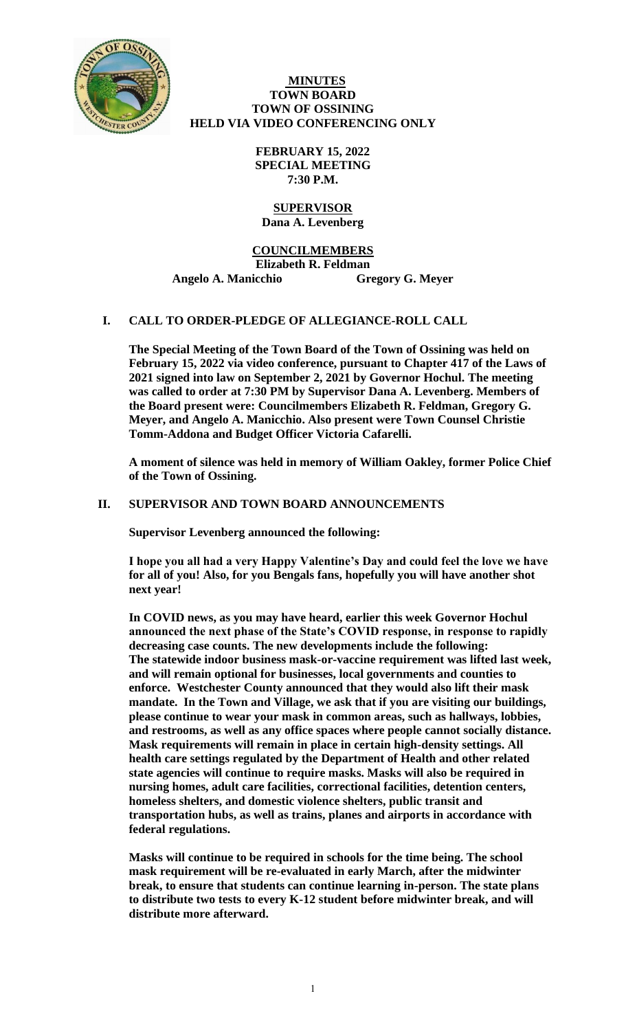# MINUTES
## TOWN BOARD
## TOWN OF OSSINING
## HELD VIA VIDEO CONFERENCING ONLY

**FEBRUARY 15, 2022**
**SPECIAL MEETING**
**7:30 P.M.**

**SUPERVISOR**
**Dana A. Levenberg**

**COUNCILMEMBERS**
**Elizabeth R. Feldman**
**Angelo A. Manicchio** **Gregory G. Meyer**

## I. CALL TO ORDER-PLEDGE OF ALLEGIANCE-ROLL CALL

**The Special Meeting of the Town Board of the Town of Ossining was held on February 15, 2022 via video conference, pursuant to Chapter 417 of the Laws of 2021 signed into law on September 2, 2021 by Governor Hochul. The meeting was called to order at 7:30 PM by Supervisor Dana A. Levenberg. Members of the Board present were: Councilmembers Elizabeth R. Feldman, Gregory G. Meyer, and Angelo A. Manicchio. Also present were Town Counsel Christie Tomm-Addona and Budget Officer Victoria Cafarelli.**

**A moment of silence was held in memory of William Oakley, former Police Chief of the Town of Ossining.**

## II. SUPERVISOR AND TOWN BOARD ANNOUNCEMENTS

**Supervisor Levenberg announced the following:**

**I hope you all had a very Happy Valentine's Day and could feel the love we have for all of you! Also, for you Bengals fans, hopefully you will have another shot next year!**

**In COVID news, as you may have heard, earlier this week Governor Hochul announced the next phase of the State's COVID response, in response to rapidly decreasing case counts. The new developments include the following: The statewide indoor business mask-or-vaccine requirement was lifted last week, and will remain optional for businesses, local governments and counties to enforce. Westchester County announced that they would also lift their mask mandate. In the Town and Village, we ask that if you are visiting our buildings, please continue to wear your mask in common areas, such as hallways, lobbies, and restrooms, as well as any office spaces where people cannot socially distance. Mask requirements will remain in place in certain high-density settings. All health care settings regulated by the Department of Health and other related state agencies will continue to require masks. Masks will also be required in nursing homes, adult care facilities, correctional facilities, detention centers, homeless shelters, and domestic violence shelters, public transit and transportation hubs, as well as trains, planes and airports in accordance with federal regulations.**

**Masks will continue to be required in schools for the time being. The school mask requirement will be re-evaluated in early March, after the midwinter break, to ensure that students can continue learning in-person. The state plans to distribute two tests to every K-12 student before midwinter break, and will distribute more afterward.**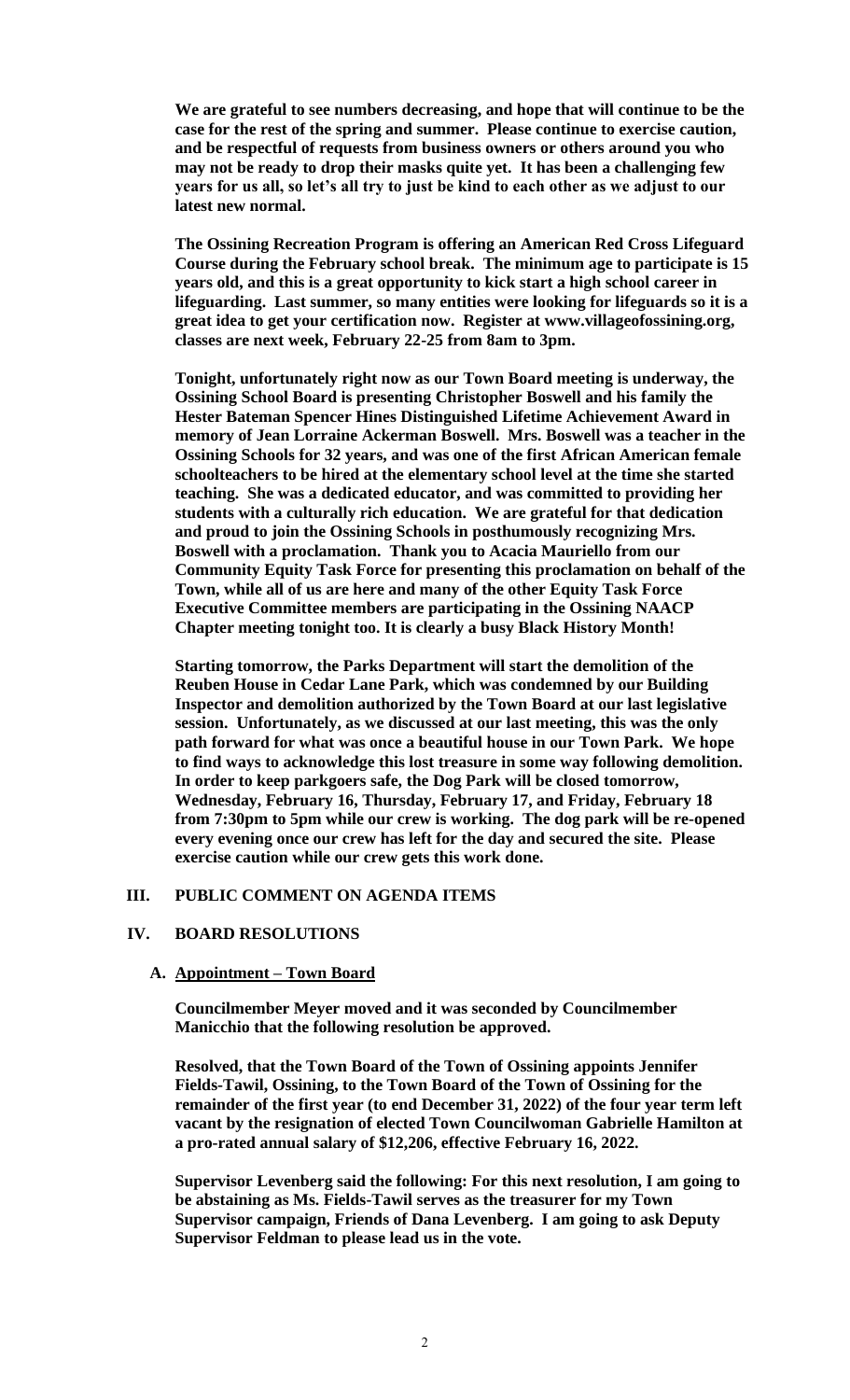**We are grateful to see numbers decreasing, and hope that will continue to be the case for the rest of the spring and summer. Please continue to exercise caution, and be respectful of requests from business owners or others around you who may not be ready to drop their masks quite yet. It has been a challenging few years for us all, so let's all try to just be kind to each other as we adjust to our latest new normal.**

**The Ossining Recreation Program is offering an American Red Cross Lifeguard Course during the February school break. The minimum age to participate is 15 years old, and this is a great opportunity to kick start a high school career in lifeguarding. Last summer, so many entities were looking for lifeguards so it is a great idea to get your certification now. Register at www.villageofossining.org, classes are next week, February 22-25 from 8am to 3pm.**

**Tonight, unfortunately right now as our Town Board meeting is underway, the Ossining School Board is presenting Christopher Boswell and his family the Hester Bateman Spencer Hines Distinguished Lifetime Achievement Award in memory of Jean Lorraine Ackerman Boswell. Mrs. Boswell was a teacher in the Ossining Schools for 32 years, and was one of the first African American female schoolteachers to be hired at the elementary school level at the time she started teaching. She was a dedicated educator, and was committed to providing her students with a culturally rich education. We are grateful for that dedication and proud to join the Ossining Schools in posthumously recognizing Mrs. Boswell with a proclamation. Thank you to Acacia Mauriello from our Community Equity Task Force for presenting this proclamation on behalf of the Town, while all of us are here and many of the other Equity Task Force Executive Committee members are participating in the Ossining NAACP Chapter meeting tonight too. It is clearly a busy Black History Month!**

**Starting tomorrow, the Parks Department will start the demolition of the Reuben House in Cedar Lane Park, which was condemned by our Building Inspector and demolition authorized by the Town Board at our last legislative session. Unfortunately, as we discussed at our last meeting, this was the only path forward for what was once a beautiful house in our Town Park. We hope to find ways to acknowledge this lost treasure in some way following demolition. In order to keep parkgoers safe, the Dog Park will be closed tomorrow, Wednesday, February 16, Thursday, February 17, and Friday, February 18 from 7:30pm to 5pm while our crew is working. The dog park will be re-opened every evening once our crew has left for the day and secured the site. Please exercise caution while our crew gets this work done.**

## III. PUBLIC COMMENT ON AGENDA ITEMS

## IV. BOARD RESOLUTIONS

### A. Appointment – Town Board

**Councilmember Meyer moved and it was seconded by Councilmember Manicchio that the following resolution be approved.**

**Resolved, that the Town Board of the Town of Ossining appoints Jennifer Fields-Tawil, Ossining, to the Town Board of the Town of Ossining for the remainder of the first year (to end December 31, 2022) of the four year term left vacant by the resignation of elected Town Councilwoman Gabrielle Hamilton at a pro-rated annual salary of $12,206, effective February 16, 2022.**

**Supervisor Levenberg said the following: For this next resolution, I am going to be abstaining as Ms. Fields-Tawil serves as the treasurer for my Town Supervisor campaign, Friends of Dana Levenberg. I am going to ask Deputy Supervisor Feldman to please lead us in the vote.**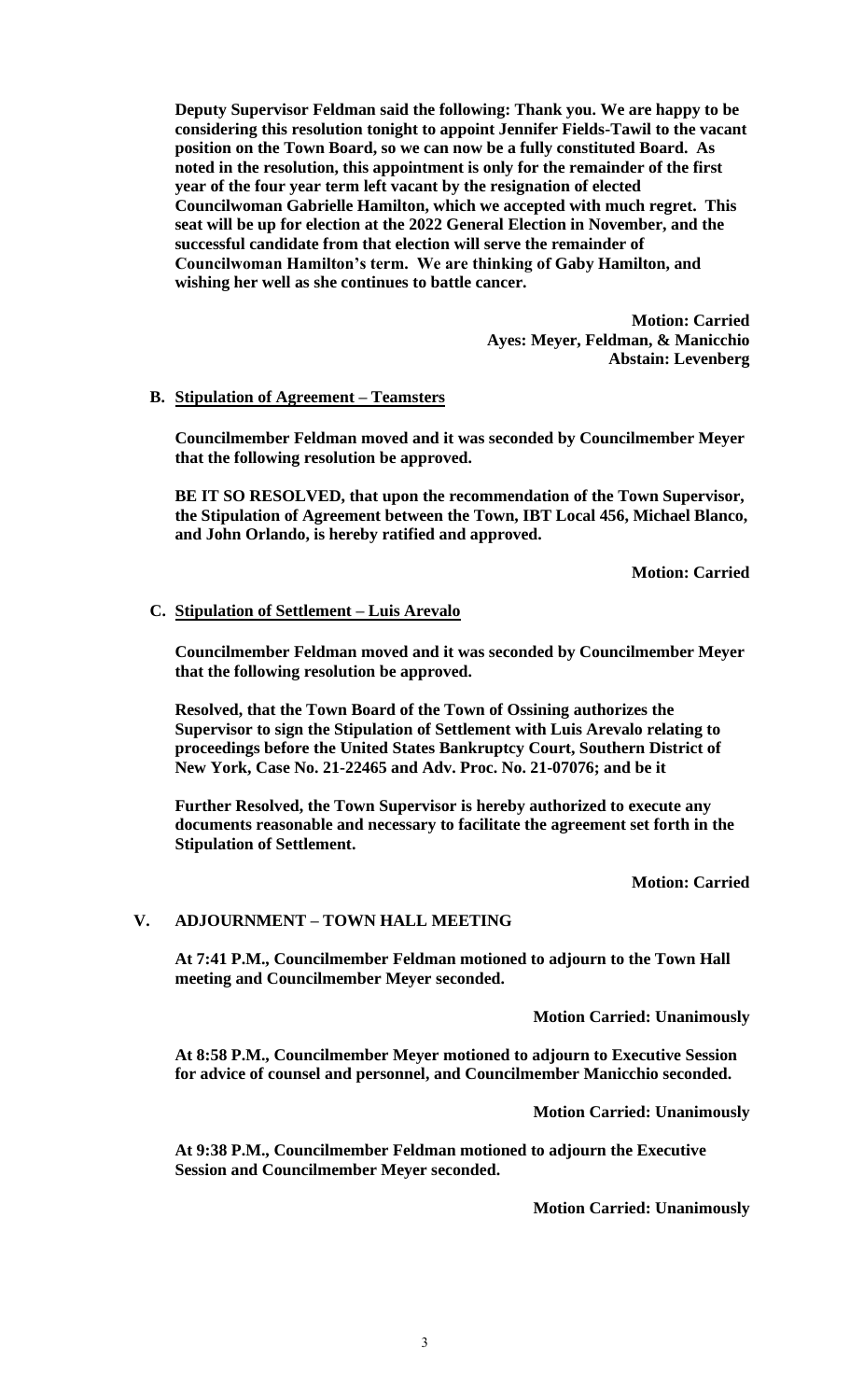**Deputy Supervisor Feldman said the following: Thank you. We are happy to be considering this resolution tonight to appoint Jennifer Fields-Tawil to the vacant position on the Town Board, so we can now be a fully constituted Board. As noted in the resolution, this appointment is only for the remainder of the first year of the four year term left vacant by the resignation of elected Councilwoman Gabrielle Hamilton, which we accepted with much regret. This seat will be up for election at the 2022 General Election in November, and the successful candidate from that election will serve the remainder of Councilwoman Hamilton's term. We are thinking of Gaby Hamilton, and wishing her well as she continues to battle cancer.**

**Motion: Carried**
**Ayes: Meyer, Feldman, & Manicchio**
**Abstain: Levenberg**

**B. Stipulation of Agreement – Teamsters**

**Councilmember Feldman moved and it was seconded by Councilmember Meyer that the following resolution be approved.**

**BE IT SO RESOLVED, that upon the recommendation of the Town Supervisor, the Stipulation of Agreement between the Town, IBT Local 456, Michael Blanco, and John Orlando, is hereby ratified and approved.**

**Motion: Carried**

**C. Stipulation of Settlement – Luis Arevalo**

**Councilmember Feldman moved and it was seconded by Councilmember Meyer that the following resolution be approved.**

**Resolved, that the Town Board of the Town of Ossining authorizes the Supervisor to sign the Stipulation of Settlement with Luis Arevalo relating to proceedings before the United States Bankruptcy Court, Southern District of New York, Case No. 21-22465 and Adv. Proc. No. 21-07076; and be it**

**Further Resolved, the Town Supervisor is hereby authorized to execute any documents reasonable and necessary to facilitate the agreement set forth in the Stipulation of Settlement.**

**Motion: Carried**

## V. ADJOURNMENT – TOWN HALL MEETING

**At 7:41 P.M., Councilmember Feldman motioned to adjourn to the Town Hall meeting and Councilmember Meyer seconded.**

**Motion Carried: Unanimously**

**At 8:58 P.M., Councilmember Meyer motioned to adjourn to Executive Session for advice of counsel and personnel, and Councilmember Manicchio seconded.**

**Motion Carried: Unanimously**

**At 9:38 P.M., Councilmember Feldman motioned to adjourn the Executive Session and Councilmember Meyer seconded.**

**Motion Carried: Unanimously**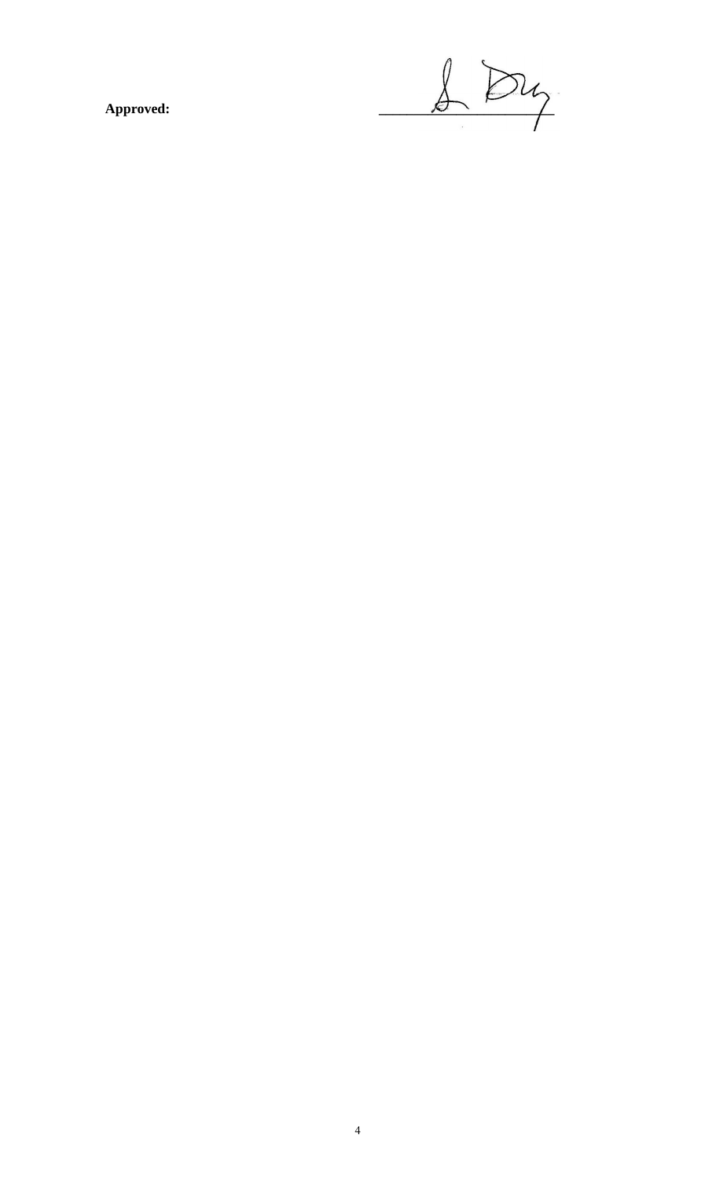**Approved:** ______________________